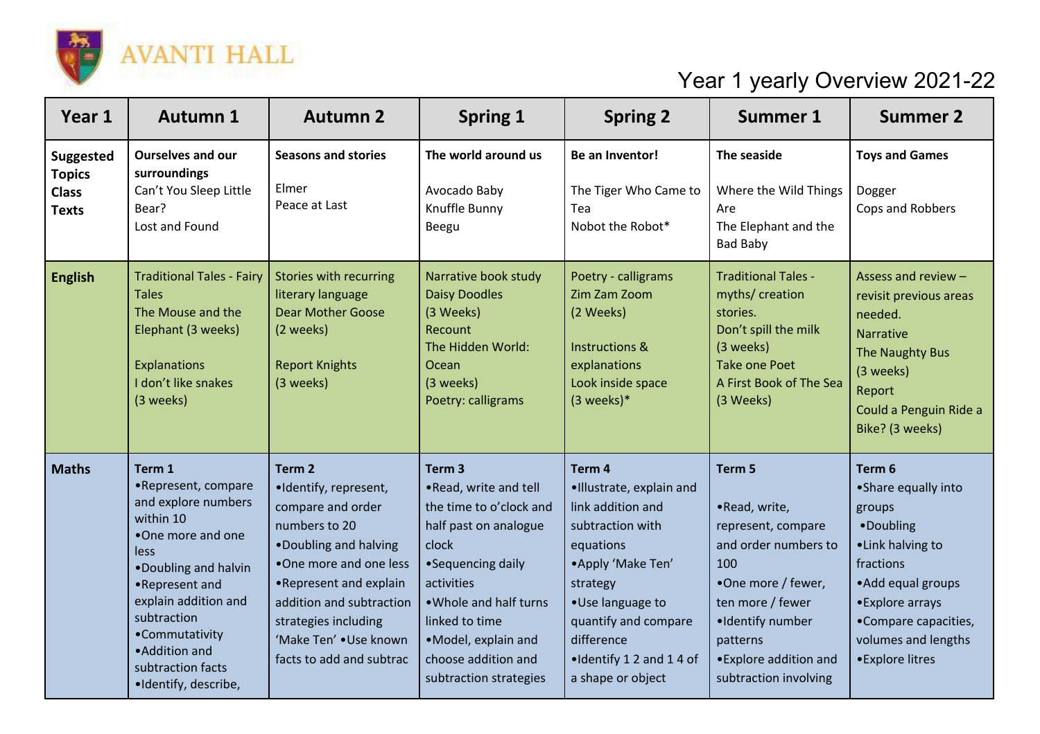AVANTI HALL

# Year 1 yearly Overview 2021-22

| Year 1 | Autumn 1 | Autumn 2 | Spring 1 | Spring 2 | Summer 1 | Summer 2 |
|---|---|---|---|---|---|---|
| **Suggested Topics Class Texts** | **Ourselves and our surroundings**<br>Can't You Sleep Little Bear?<br>Lost and Found | **Seasons and stories**<br><br>Elmer<br>Peace at Last | **The world around us**<br><br>Avocado Baby<br>Knuffle Bunny<br>Beegu | **Be an Inventor!**<br><br>The Tiger Who Came to Tea<br>Nobot the Robot* | **The seaside**<br><br>Where the Wild Things Are<br>The Elephant and the Bad Baby | **Toys and Games**<br><br>Dogger<br>Cops and Robbers |
| **English** | Traditional Tales - Fairy Tales<br>The Mouse and the Elephant (3 weeks)<br><br>Explanations<br>I don't like snakes<br>(3 weeks) | Stories with recurring literary language<br>Dear Mother Goose<br>(2 weeks)<br><br>Report Knights<br>(3 weeks) | Narrative book study<br>Daisy Doodles<br>(3 Weeks)<br>Recount<br>The Hidden World: Ocean<br>(3 weeks)<br>Poetry: calligrams | Poetry - calligrams<br>Zim Zam Zoom<br>(2 Weeks)<br><br>Instructions & explanations<br>Look inside space<br>(3 weeks)* | Traditional Tales - myths/ creation stories.<br>Don't spill the milk<br>(3 weeks)<br>Take one Poet<br>A First Book of The Sea<br>(3 Weeks) | Assess and review – revisit previous areas needed.<br>Narrative<br>The Naughty Bus<br>(3 weeks)<br>Report<br>Could a Penguin Ride a Bike? (3 weeks) |
| **Maths** | **Term 1**<br>•Represent, compare and explore numbers within 10<br>•One more and one less<br>•Doubling and halvin<br>•Represent and explain addition and subtraction<br>•Commutativity<br>•Addition and subtraction facts<br>•Identify, describe, | **Term 2**<br>•Identify, represent, compare and order numbers to 20<br>•Doubling and halving<br>•One more and one less<br>•Represent and explain addition and subtraction strategies including 'Make Ten' •Use known facts to add and subtrac | **Term 3**<br>•Read, write and tell the time to o'clock and half past on analogue clock<br>•Sequencing daily activities<br>•Whole and half turns linked to time<br>•Model, explain and choose addition and subtraction strategies | **Term 4**<br>•Illustrate, explain and link addition and subtraction with equations<br>•Apply 'Make Ten' strategy<br>•Use language to quantify and compare difference<br>•Identify 1 2 and 1 4 of a shape or object | **Term 5**<br><br>•Read, write, represent, compare and order numbers to 100<br>•One more / fewer, ten more / fewer<br>•Identify number patterns<br>•Explore addition and subtraction involving | **Term 6**<br>•Share equally into groups<br>•Doubling<br>•Link halving to fractions<br>•Add equal groups<br>•Explore arrays<br>•Compare capacities, volumes and lengths<br>•Explore litres |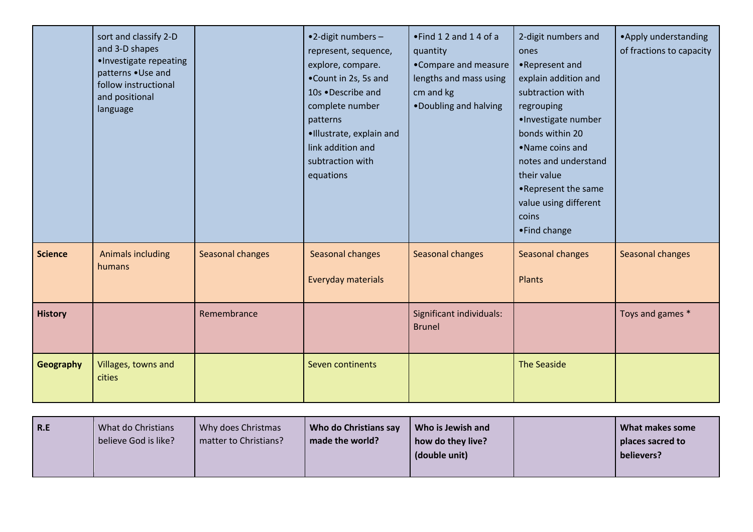| | sort and classify 2-D and 3-D shapes •Investigate repeating patterns •Use and follow instructional and positional language | | •2-digit numbers – represent, sequence, explore, compare. •Count in 2s, 5s and 10s •Describe and complete number patterns •Illustrate, explain and link addition and subtraction with equations | •Find 1 2 and 1 4 of a quantity •Compare and measure lengths and mass using cm and kg •Doubling and halving | 2-digit numbers and ones •Represent and explain addition and subtraction with regrouping •Investigate number bonds within 20 •Name coins and notes and understand their value •Represent the same value using different coins •Find change | •Apply understanding of fractions to capacity |
|---|---|---|---|---|---|---|
| **Science** | Animals including humans | Seasonal changes | Seasonal changes<br><br>Everyday materials | Seasonal changes | Seasonal changes<br><br>Plants | Seasonal changes |
| **History** | | Remembrance | | Significant individuals: Brunel | | Toys and games * |
| **Geography** | Villages, towns and cities | | Seven continents | | The Seaside | |

| **R.E** | What do Christians believe God is like? | Why does Christmas matter to Christians? | **Who do Christians say made the world?** | **Who is Jewish and how do they live? (double unit)** | | **What makes some places sacred to believers?** |
|---|---|---|---|---|---|---|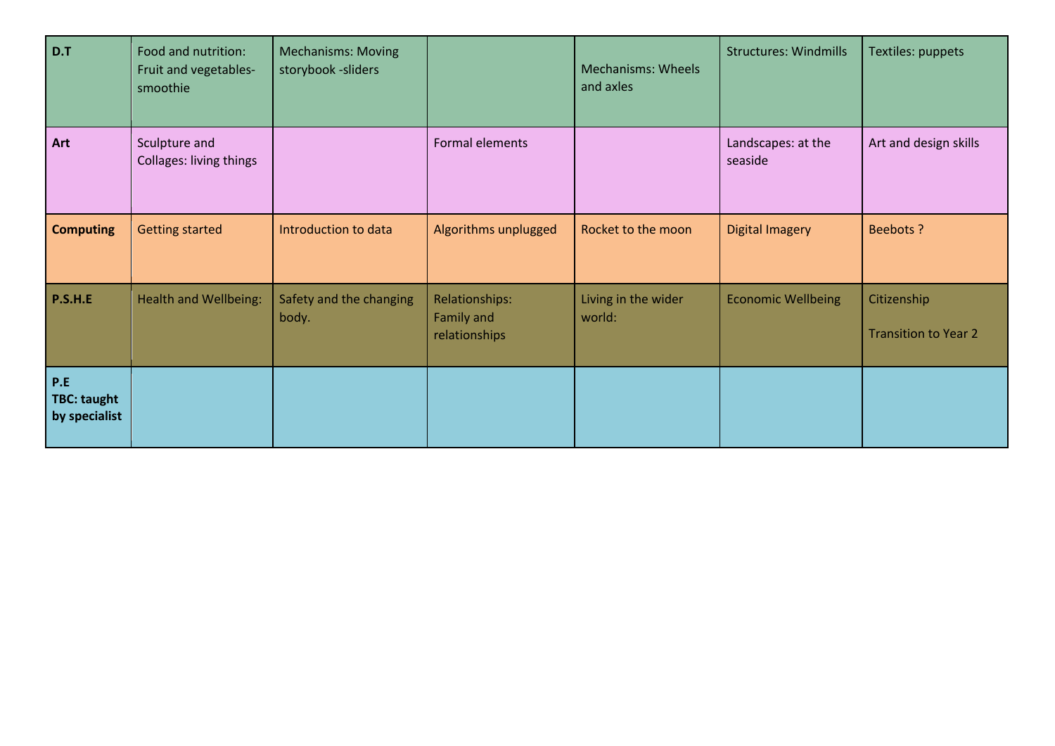| | | | | | | |
|---|---|---|---|---|---|---|
| **D.T** | Food and nutrition: Fruit and vegetables-smoothie | Mechanisms: Moving storybook -sliders | | Mechanisms: Wheels and axles | Structures: Windmills | Textiles: puppets |
| **Art** | Sculpture and Collages: living things | | Formal elements | | Landscapes: at the seaside | Art and design skills |
| **Computing** | Getting started | Introduction to data | Algorithms unplugged | Rocket to the moon | Digital Imagery | Beebots ? |
| **P.S.H.E** | Health and Wellbeing: | Safety and the changing body. | Relationships: Family and relationships | Living in the wider world: | Economic Wellbeing | Citizenship<br><br>Transition to Year 2 |
| **P.E<br>TBC: taught by specialist** | | | | | | |